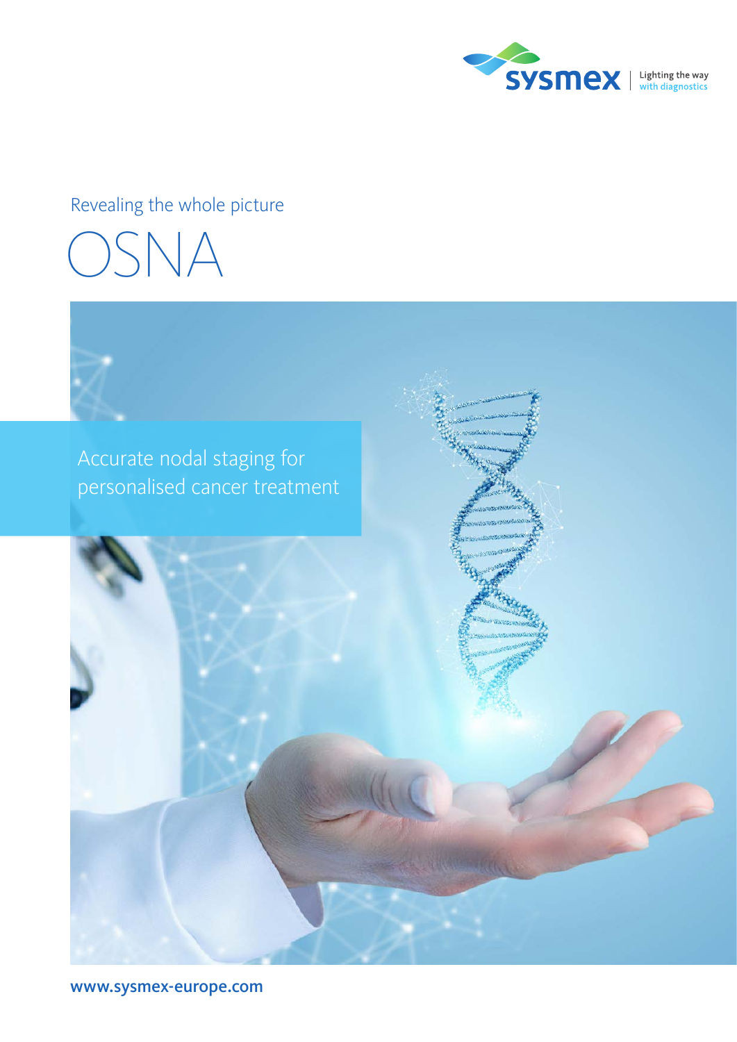sysmex | Lighting the way with diagnostics

Revealing the whole picture

# OSNA

Accurate nodal staging for personalised cancer treatment

www.sysmex-europe.com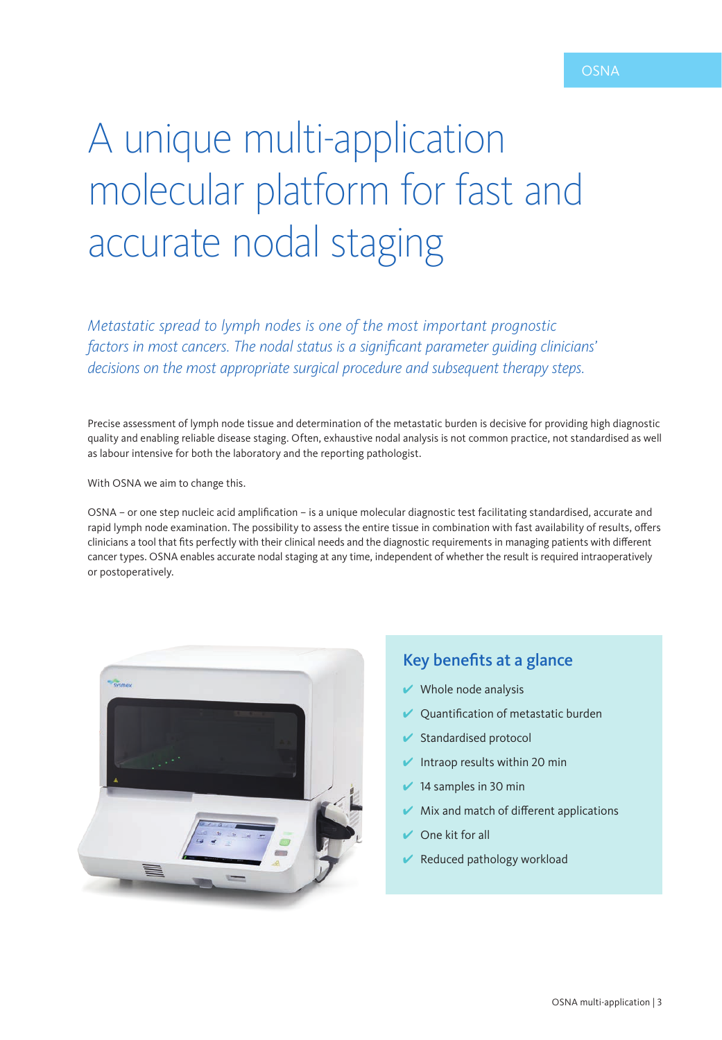# A unique multi-application molecular platform for fast and accurate nodal staging

*Metastatic spread to lymph nodes is one of the most important prognostic factors in most cancers. The nodal status is a significant parameter guiding clinicians' decisions on the most appropriate surgical procedure and subsequent therapy steps.*

Precise assessment of lymph node tissue and determination of the metastatic burden is decisive for providing high diagnostic quality and enabling reliable disease staging. Often, exhaustive nodal analysis is not common practice, not standardised as well as labour intensive for both the laboratory and the reporting pathologist.

With OSNA we aim to change this.

OSNA – or one step nucleic acid amplification – is a unique molecular diagnostic test facilitating standardised, accurate and rapid lymph node examination. The possibility to assess the entire tissue in combination with fast availability of results, offers clinicians a tool that fits perfectly with their clinical needs and the diagnostic requirements in managing patients with different cancer types. OSNA enables accurate nodal staging at any time, independent of whether the result is required intraoperatively or postoperatively.

## Key benefits at a glance

- ✔ Whole node analysis
- ✔ Quantification of metastatic burden
- ✔ Standardised protocol
- ✔ Intraop results within 20 min
- ✔ 14 samples in 30 min
- ✔ Mix and match of different applications
- ✔ One kit for all
- ✔ Reduced pathology workload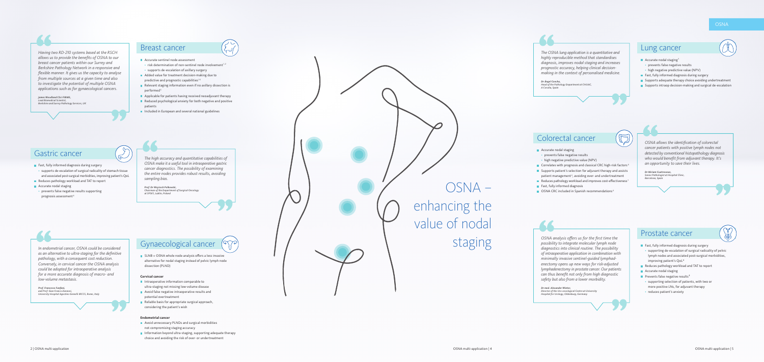> *Having two RD-210 systems based at the RSCH allows us to provide the benefits of OSNA to our breast cancer patients within our Surrey and Berkshire Pathology Network in a responsive and flexible manner. It gives us the capacity to analyse from multiple sources at a given time and also to investigate the potential of multiple OSNA applications such as for gynaecological cancers.*
>
> ***James Woodland CSci FIBMS,** Lead Biomedical Scientist, Berkshire and Surrey Pathology Services, UK*

## Breast cancer

- Accurate sentinel node assessment
  - risk determination of non-sentinel node involvement[1,2]
  - supports de-escalation of axillary surgery
- Added value for treatment decision-making due to predictive and prognostic capabilities[3]
- Relevant staging information even if no axillary dissection is performed[2]
- Applicable for patients having received neoadjuvant therapy
- Reduced psychological anxiety for both negative and positive patients
- Included in European and several national guidelines

## Gastric cancer

- Fast, fully informed diagnosis during surgery
  - supports de-escalation of surgical radicality of stomach tissue and associated post-surgical morbidities, improving patient's QoL
- Reduces pathology workload and TAT to report
- Accurate nodal staging
  - prevents false negative results supporting prognosis assessment[4]

> *The high accuracy and quantitative capabilities of OSNA make it a useful tool in intraoperative gastric cancer diagnostics. The possibility of examining the entire nodes provides robust results, avoiding sampling bias.*
>
> ***Prof. Dr Wojciech Polkowski,** Chairman of the Department of Surgical Oncology at SPSK1, Lublin, Poland*

> *In endometrial cancer, OSNA could be considered as an alternative to ultra-staging for the definitive pathology, with a consequent cost reduction. Conversely, in cervical cancer the OSNA analysis could be adopted for intraoperative analysis for a more accurate diagnosis of macro- and low-volume metastasis.*
>
> ***Prof. Francesco Fanfani,** and Prof. Gian Franco Zannoni, University Hospital Agostino Gemelli IRCCS, Rome, Italy*

## Gynaecological cancer

- SLNB + OSNA whole node analysis offers a less invasive alternative for nodal staging instead of pelvic lymph node dissection (PLND)

**Cervical cancer**

- Intraoperative information comparable to ultra-staging not missing low-volume disease
- Avoid false negative intraoperative results and potential overtreatment
- Reliable basis for appropriate surgical approach, considering the patient's wish

**Endometrial cancer**

- Avoid unnecessary PLNDs and surgical morbidities not compromising staging accuracy
- Information beyond ultra-staging, supporting adequate therapy choice and avoiding the risk of over- or undertreatment

# OSNA – enhancing the value of nodal staging

> *The OSNA lung application is a quantitative and highly reproducible method that standardises diagnosis, improves nodal staging and increases prognostic accuracy, helping clinical decision-making in the context of personalised medicine.*
>
> ***Dr Ángel Concha,** Head of the Pathology Department at CHUAC, A Coruña, Spain*

## Lung cancer

- Accurate nodal staging[5]
  - prevents false negative results
  - high negative predictive value (NPV)
- Fast, fully informed diagnosis during surgery
- Supports adequate therapy choice avoiding undertreatment
- Supports intraop decision-making and surgical de-escalation

## Colorectal cancer

- Accurate nodal staging
  - prevents false negative results
  - high negative predictive value (NPV)
- Correlates with prognosis and classical CRC high-risk factors[6]
- Supports patient's selection for adjuvant therapy and assists patient management[6], avoiding over- and undertreatment
- Reduces pathology workload and improves cost-effectiveness[7]
- Fast, fully informed diagnosis
- OSNA CRC included in Spanish recommendations[8]

> *OSNA allows the identification of colorectal cancer patients with positive lymph nodes not detected by conventional histopathology diagnosis who would benefit from adjuvant therapy. It's an opportunity to save their lives.*
>
> ***Dr Miriam Cuatrecasas,** Senior Pathologist at Hospital Clinic, Barcelona, Spain*

> *OSNA analysis offers us for the first time the possibility to integrate molecular lymph node diagnostics into clinical routine. The possibility of intraoperative application in combination with minimally invasive sentinel-guided lymphadenectomy opens up new ways for risk-adjusted lymphadenectomy in prostate cancer. Our patients can thus benefit not only from high diagnostic safety but also from a lower morbidity.*
>
> ***Dr med. Alexander Winter,** Director of the Uro-oncological Center at University Hospital for Urology, Oldenburg, Germany*

## Prostate cancer

- Fast, fully informed diagnosis during surgery
  - supporting de-escalation of surgical radicality of pelvic lymph nodes and associated post-surgical morbidities, improving patient's QoL[9]
- Reduces pathology workload and TAT to report
- Accurate nodal staging
- Prevents false negative results[9]
  - supporting selection of patients, with two or more positive LNs, for adjuvant therapy
  - reduces patient's anxiety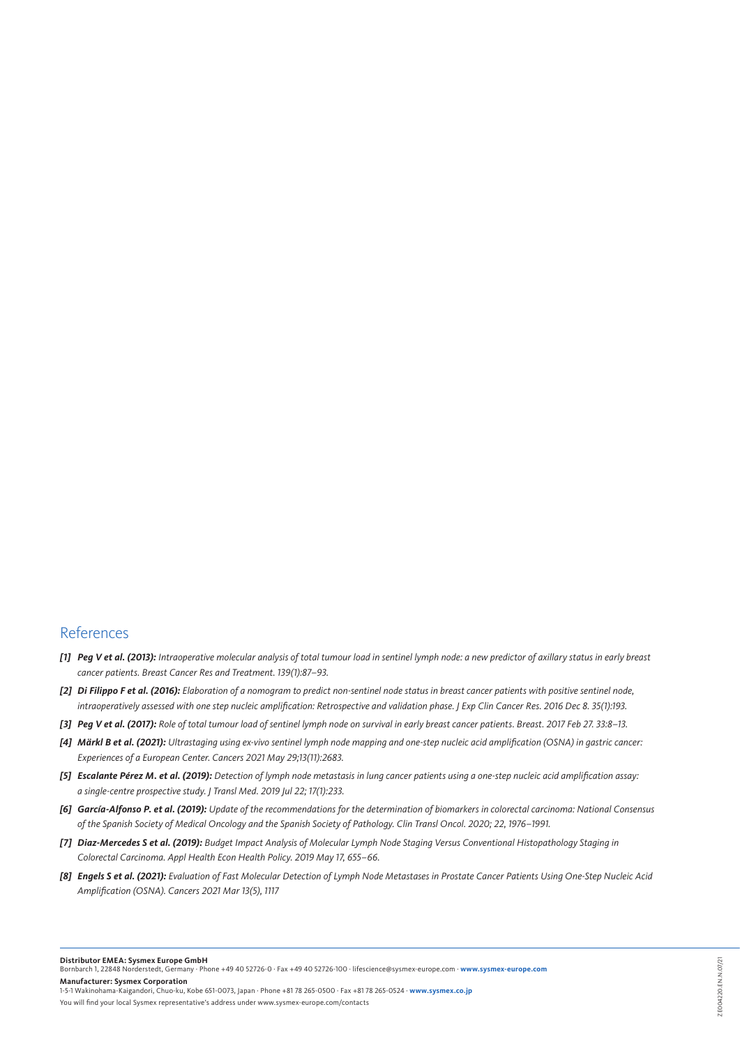## References

***[1] Peg V et al. (2013):*** *Intraoperative molecular analysis of total tumour load in sentinel lymph node: a new predictor of axillary status in early breast cancer patients. Breast Cancer Res and Treatment. 139(1):87–93.*

***[2] Di Filippo F et al. (2016):*** *Elaboration of a nomogram to predict non-sentinel node status in breast cancer patients with positive sentinel node, intraoperatively assessed with one step nucleic amplification: Retrospective and validation phase. J Exp Clin Cancer Res. 2016 Dec 8. 35(1):193.*

***[3] Peg V et al. (2017):*** *Role of total tumour load of sentinel lymph node on survival in early breast cancer patients. Breast. 2017 Feb 27. 33:8–13.*

***[4] Märkl B et al. (2021):*** *Ultrastaging using ex-vivo sentinel lymph node mapping and one-step nucleic acid amplification (OSNA) in gastric cancer: Experiences of a European Center. Cancers 2021 May 29;13(11):2683.*

***[5] Escalante Pérez M. et al. (2019):*** *Detection of lymph node metastasis in lung cancer patients using a one-step nucleic acid amplification assay: a single-centre prospective study. J Transl Med. 2019 Jul 22; 17(1):233.*

***[6] García-Alfonso P. et al. (2019):*** *Update of the recommendations for the determination of biomarkers in colorectal carcinoma: National Consensus of the Spanish Society of Medical Oncology and the Spanish Society of Pathology. Clin Transl Oncol. 2020; 22, 1976–1991.*

***[7] Diaz-Mercedes S et al. (2019):*** *Budget Impact Analysis of Molecular Lymph Node Staging Versus Conventional Histopathology Staging in Colorectal Carcinoma. Appl Health Econ Health Policy. 2019 May 17, 655–66.*

***[8] Engels S et al. (2021):*** *Evaluation of Fast Molecular Detection of Lymph Node Metastases in Prostate Cancer Patients Using One-Step Nucleic Acid Amplification (OSNA). Cancers 2021 Mar 13(5), 1117*

**Distributor EMEA: Sysmex Europe GmbH**
Bornbarch 1, 22848 Norderstedt, Germany · Phone +49 40 52726-0 · Fax +49 40 52726-100 · lifescience@sysmex-europe.com · **www.sysmex-europe.com**

**Manufacturer: Sysmex Corporation**
1-5-1 Wakinohama-Kaigandori, Chuo-ku, Kobe 651-0073, Japan · Phone +81 78 265-0500 · Fax +81 78 265-0524 · **www.sysmex.co.jp**

You will find your local Sysmex representative's address under www.sysmex-europe.com/contacts

ZE004220.EN.N.07/21